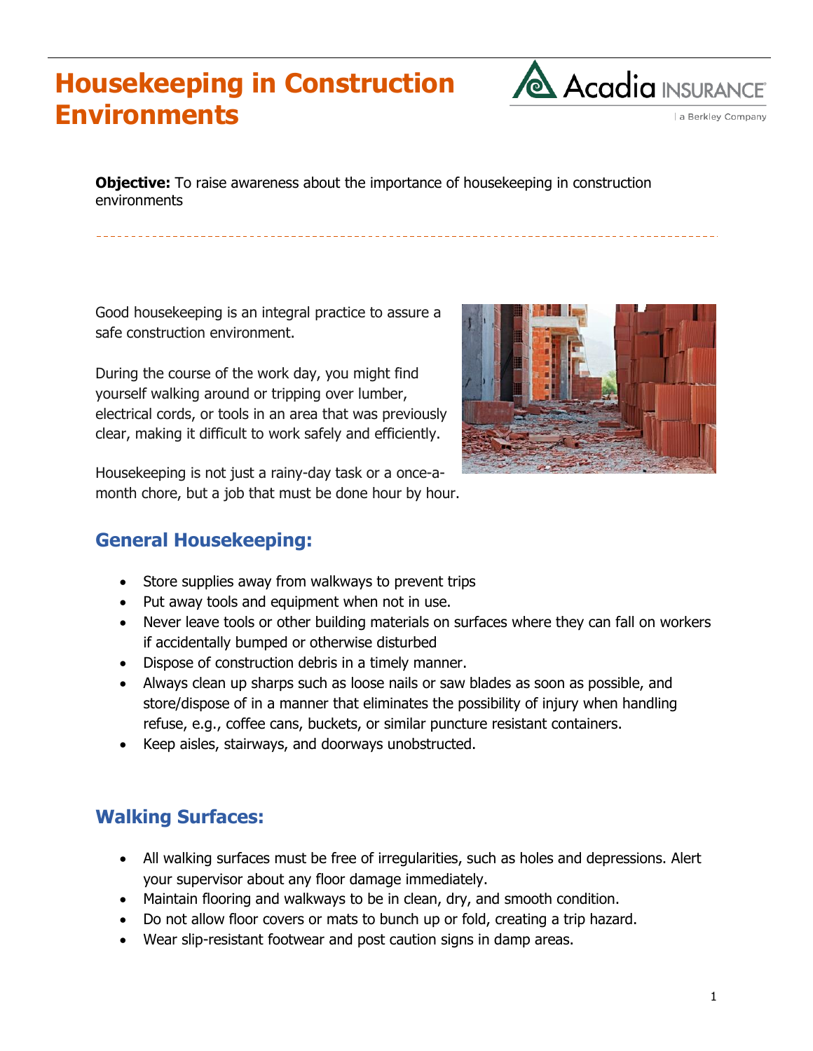# Housekeeping in Construction Environments

**Objective:** To raise awareness about the importance of housekeeping in construction environments

Good housekeeping is an integral practice to assure a safe construction environment.

During the course of the work day, you might find yourself walking around or tripping over lumber, electrical cords, or tools in an area that was previously clear, making it difficult to work safely and efficiently.

Housekeeping is not just a rainy-day task or a once-a-month chore, but a job that must be done hour by hour.

## General Housekeeping:

- Store supplies away from walkways to prevent trips
- Put away tools and equipment when not in use.
- Never leave tools or other building materials on surfaces where they can fall on workers if accidentally bumped or otherwise disturbed
- Dispose of construction debris in a timely manner.
- Always clean up sharps such as loose nails or saw blades as soon as possible, and store/dispose of in a manner that eliminates the possibility of injury when handling refuse, e.g., coffee cans, buckets, or similar puncture resistant containers.
- Keep aisles, stairways, and doorways unobstructed.

## Walking Surfaces:

- All walking surfaces must be free of irregularities, such as holes and depressions. Alert your supervisor about any floor damage immediately.
- Maintain flooring and walkways to be in clean, dry, and smooth condition.
- Do not allow floor covers or mats to bunch up or fold, creating a trip hazard.
- Wear slip-resistant footwear and post caution signs in damp areas.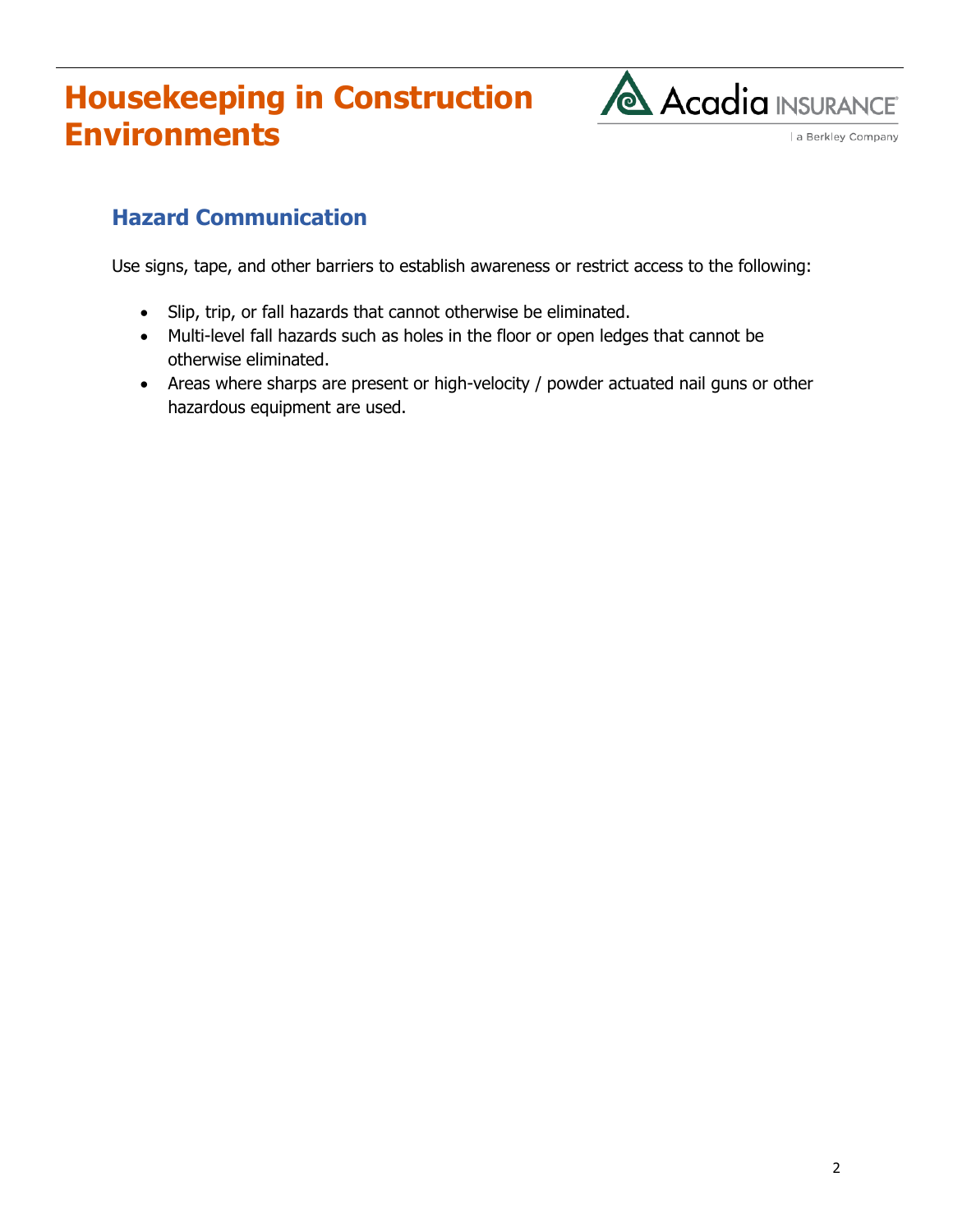## Hazard Communication

Use signs, tape, and other barriers to establish awareness or restrict access to the following:

- Slip, trip, or fall hazards that cannot otherwise be eliminated.
- Multi-level fall hazards such as holes in the floor or open ledges that cannot be otherwise eliminated.
- Areas where sharps are present or high-velocity / powder actuated nail guns or other hazardous equipment are used.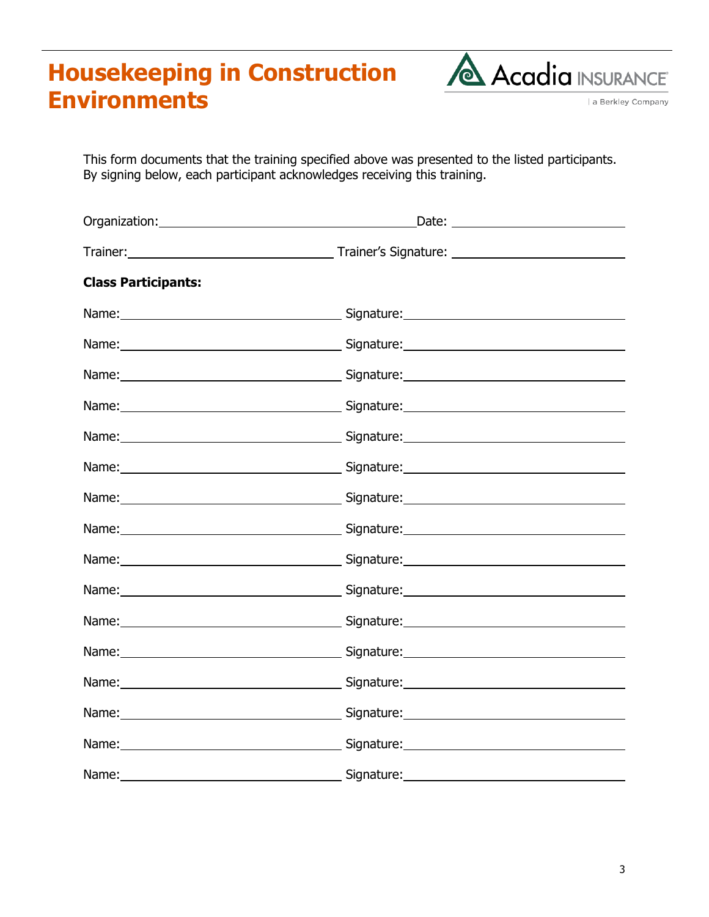# Housekeeping in Construction Environments

Acadia INSURANCE | a Berkley Company

This form documents that the training specified above was presented to the listed participants. By signing below, each participant acknowledges receiving this training.

Organization: \_\_\_\_\_\_\_\_\_\_\_\_\_\_\_\_\_\_\_\_\_\_\_\_\_\_\_\_\_\_\_\_ Date: \_\_\_\_\_\_\_\_\_\_\_\_\_\_\_\_\_\_\_\_

Trainer: \_\_\_\_\_\_\_\_\_\_\_\_\_\_\_\_\_\_\_\_\_\_\_\_\_\_ Trainer's Signature: \_\_\_\_\_\_\_\_\_\_\_\_\_\_\_\_\_\_\_\_

**Class Participants:**

| | |
|---|---|
| Name: | Signature: |
| Name: | Signature: |
| Name: | Signature: |
| Name: | Signature: |
| Name: | Signature: |
| Name: | Signature: |
| Name: | Signature: |
| Name: | Signature: |
| Name: | Signature: |
| Name: | Signature: |
| Name: | Signature: |
| Name: | Signature: |
| Name: | Signature: |
| Name: | Signature: |
| Name: | Signature: |
| Name: | Signature: |